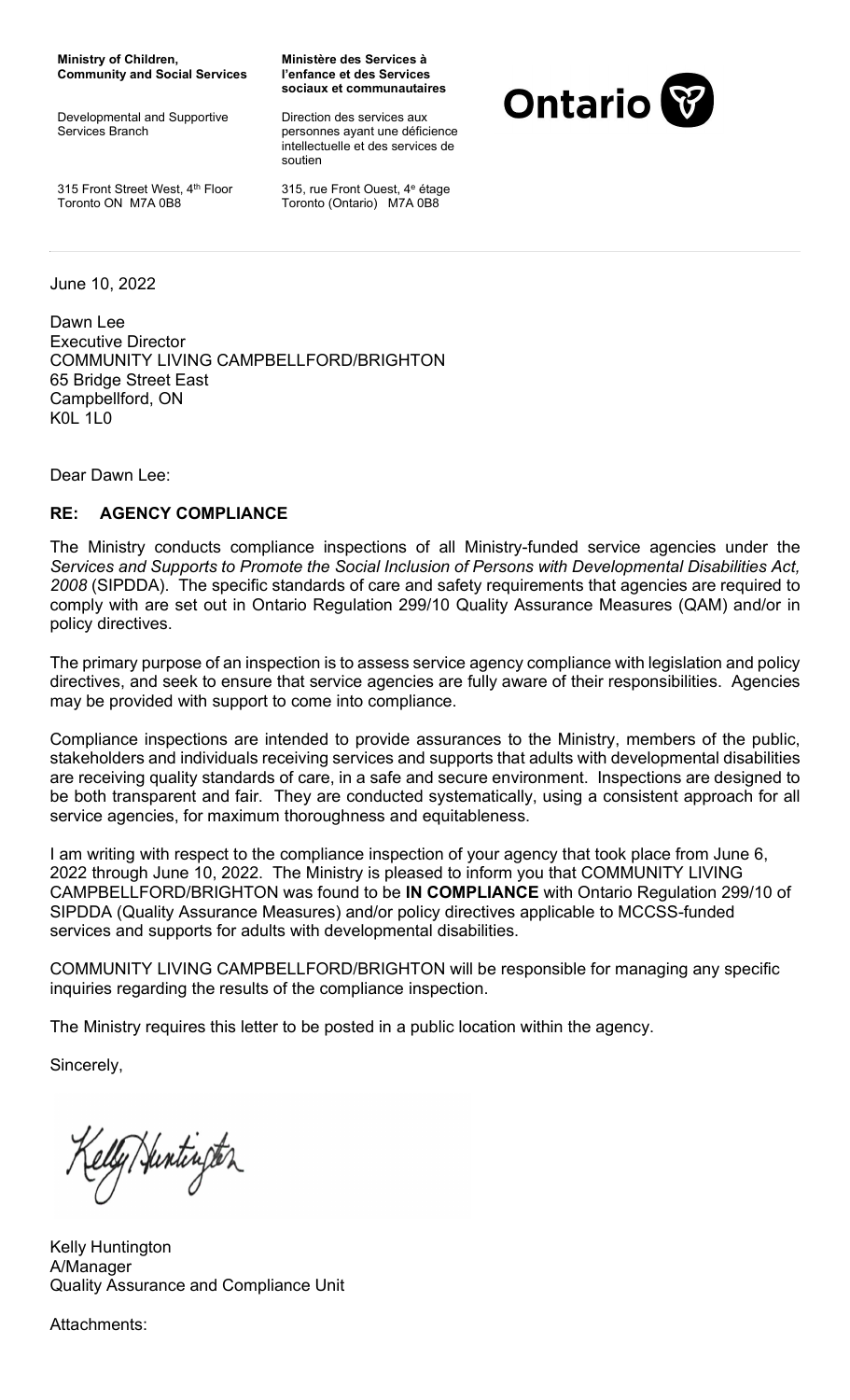**Ministry of Children, Community and Social Services**

Developmental and Supportive Services Branch

315 Front Street West, 4th Floor
Toronto ON M7A 0B8

**Ministère des Services à l'enfance et des Services sociaux et communautaires**

Direction des services aux personnes ayant une déficience intellectuelle et des services de soutien

315, rue Front Ouest, 4e étage
Toronto (Ontario) M7A 0B8

Ontario

June 10, 2022

Dawn Lee
Executive Director
COMMUNITY LIVING CAMPBELLFORD/BRIGHTON
65 Bridge Street East
Campbellford, ON
K0L 1L0

Dear Dawn Lee:

**RE: AGENCY COMPLIANCE**

The Ministry conducts compliance inspections of all Ministry-funded service agencies under the *Services and Supports to Promote the Social Inclusion of Persons with Developmental Disabilities Act, 2008* (SIPDDA). The specific standards of care and safety requirements that agencies are required to comply with are set out in Ontario Regulation 299/10 Quality Assurance Measures (QAM) and/or in policy directives.

The primary purpose of an inspection is to assess service agency compliance with legislation and policy directives, and seek to ensure that service agencies are fully aware of their responsibilities. Agencies may be provided with support to come into compliance.

Compliance inspections are intended to provide assurances to the Ministry, members of the public, stakeholders and individuals receiving services and supports that adults with developmental disabilities are receiving quality standards of care, in a safe and secure environment. Inspections are designed to be both transparent and fair. They are conducted systematically, using a consistent approach for all service agencies, for maximum thoroughness and equitableness.

I am writing with respect to the compliance inspection of your agency that took place from June 6, 2022 through June 10, 2022. The Ministry is pleased to inform you that COMMUNITY LIVING CAMPBELLFORD/BRIGHTON was found to be **IN COMPLIANCE** with Ontario Regulation 299/10 of SIPDDA (Quality Assurance Measures) and/or policy directives applicable to MCCSS-funded services and supports for adults with developmental disabilities.

COMMUNITY LIVING CAMPBELLFORD/BRIGHTON will be responsible for managing any specific inquiries regarding the results of the compliance inspection.

The Ministry requires this letter to be posted in a public location within the agency.

Sincerely,

Kelly Huntington
A/Manager
Quality Assurance and Compliance Unit

Attachments: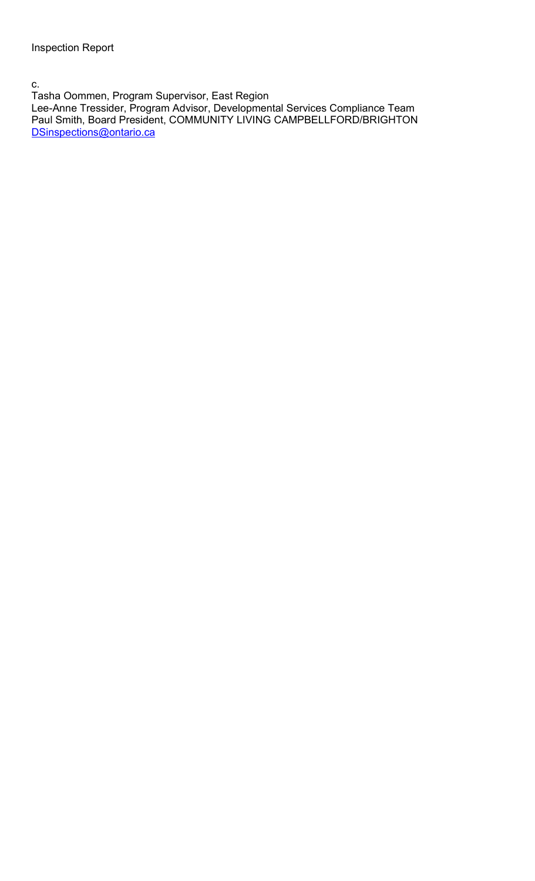c.
Tasha Oommen, Program Supervisor, East Region
Lee-Anne Tressider, Program Advisor, Developmental Services Compliance Team
Paul Smith, Board President, COMMUNITY LIVING CAMPBELLFORD/BRIGHTON
DSinspections@ontario.ca